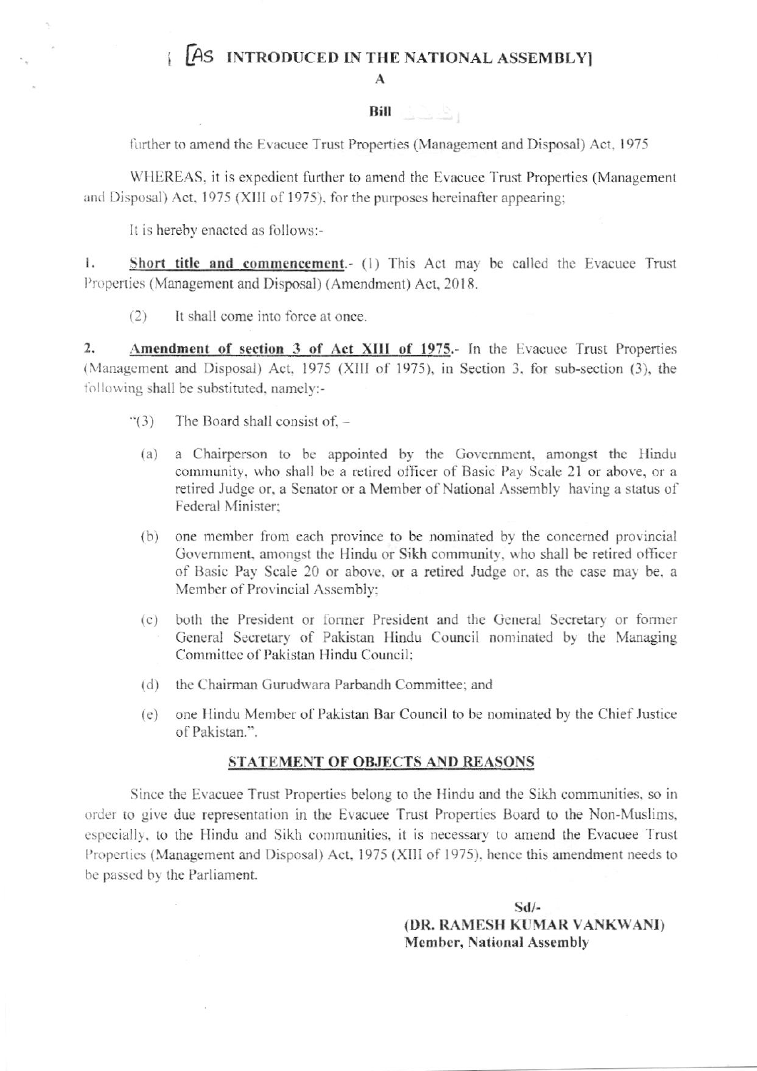[AS INTRODUCED IN THE NATIONAL ASSEMBLY]

**A**

**Bill**

further to amend the Evacuee Trust Properties (Management and Disposal) Act, 1975

WHEREAS, it is expedient further to amend the Evacuee Trust Properties (Management and Disposal) Act, 1975 (XIII of 1975), for the purposes hereinafter appearing;

It is hereby enacted as follows:-

1. **Short title and commencement**.- (1) This Act may be called the Evacuee Trust Properties (Management and Disposal) (Amendment) Act, 2018.

   (2) It shall come into force at once.

2. **Amendment of section 3 of Act XIII of 1975**.- In the Evacuee Trust Properties (Management and Disposal) Act, 1975 (XIII of 1975), in Section 3, for sub-section (3), the following shall be substituted, namely:-

   "(3) The Board shall consist of, -

   (a) a Chairperson to be appointed by the Government, amongst the Hindu community, who shall be a retired officer of Basic Pay Scale 21 or above, or a retired Judge or, a Senator or a Member of National Assembly having a status of Federal Minister;

   (b) one member from each province to be nominated by the concerned provincial Government, amongst the Hindu or Sikh community, who shall be retired officer of Basic Pay Scale 20 or above, or a retired Judge or, as the case may be, a Member of Provincial Assembly;

   (c) both the President or former President and the General Secretary or former General Secretary of Pakistan Hindu Council nominated by the Managing Committee of Pakistan Hindu Council;

   (d) the Chairman Gurudwara Parbandh Committee; and

   (e) one Hindu Member of Pakistan Bar Council to be nominated by the Chief Justice of Pakistan.".

## STATEMENT OF OBJECTS AND REASONS

Since the Evacuee Trust Properties belong to the Hindu and the Sikh communities, so in order to give due representation in the Evacuee Trust Properties Board to the Non-Muslims, especially, to the Hindu and Sikh communities, it is necessary to amend the Evacuee Trust Properties (Management and Disposal) Act, 1975 (XIII of 1975), hence this amendment needs to be passed by the Parliament.

**Sd/-**
**(DR. RAMESH KUMAR VANKWANI)**
**Member, National Assembly**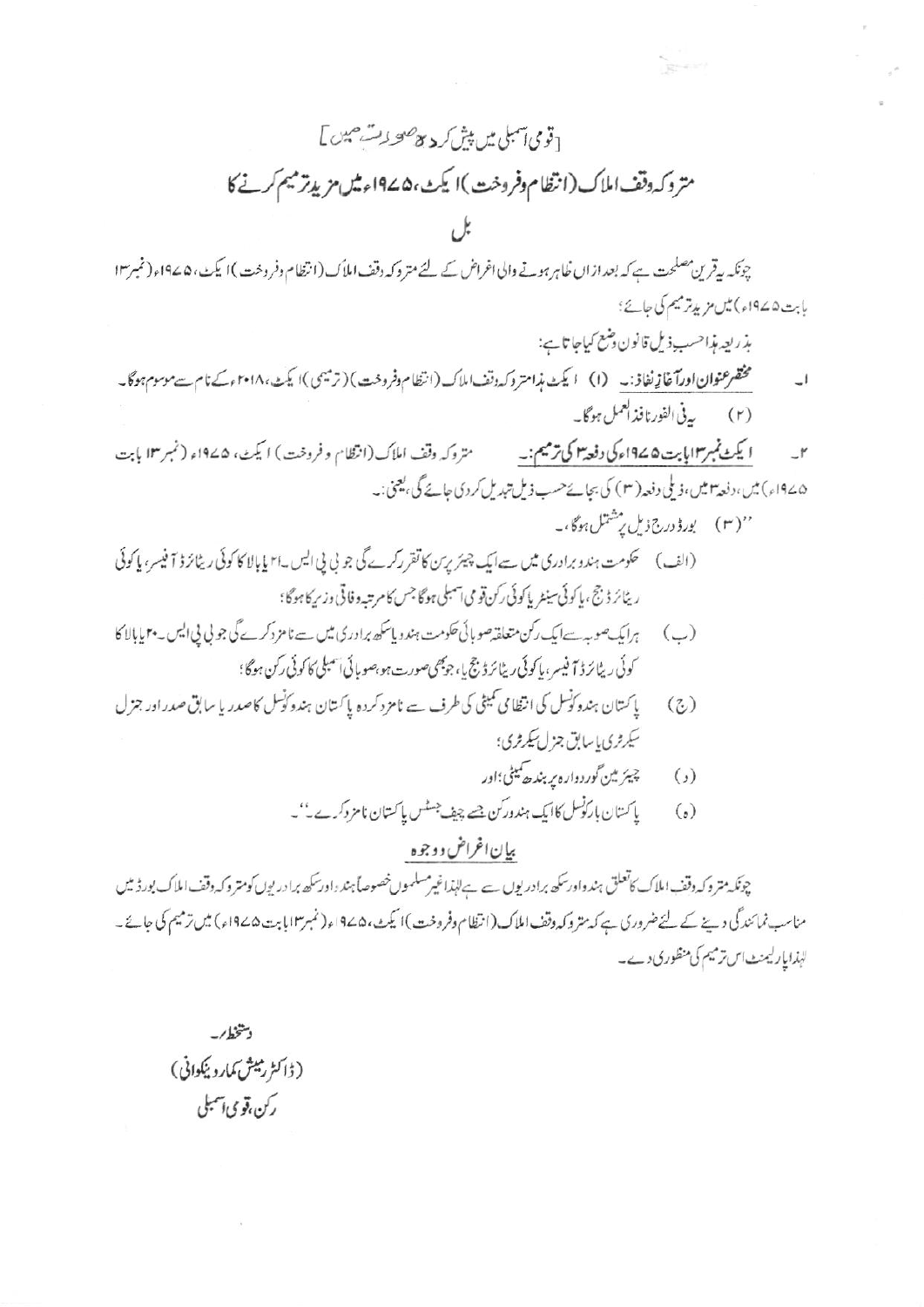[قومی اسمبلی میں پیش کردہ صورت میں]

# متروکہ وقف املاک (انتظام وفروخت) ایکٹ، ۱۹۷۵ء میں مزید ترمیم کرنے کا

# بل

چونکہ یہ قرین مصلحت ہے کہ بعد ازاں ظاہر ہونے والی اغراض کے لئے متروکہ وقف املاک (انتظام وفروخت) ایکٹ، ۱۹۷۵ء (نمبر ۱۳ بابت ۱۹۷۵ء) میں مزید ترمیم کی جائے؛

بذریعہ ہذا حسب ذیل قانون وضع کیا جاتا ہے:

۱۔ **مختصر عنوان اور آغاز نفاذ:۔** (۱) ایکٹ ہذا متروکہ وقف املاک (انتظام وفروخت) (ترمیمی) ایکٹ، ۲۰۱۸ء کے نام سے موسوم ہوگا۔

(۲) یہ فی الفور نافذ العمل ہوگا۔

۲۔ **ایکٹ نمبر ۱۳ بابت ۱۹۷۵ء کی دفعہ ۳ کی ترمیم:۔** متروکہ وقف املاک (انتظام وفروخت) ایکٹ، ۱۹۷۵ء (نمبر ۱۳ بابت ۱۹۷۵ء) میں، دفعہ ۳ میں، ذیلی دفعہ (۳) کی بجائے حسب ذیل تبدیل کردی جائے گی، یعنی:۔

"(۳) بورڈ درج ذیل پر مشتمل ہوگا،۔

(الف) حکومت ہندو برادری میں سے ایک چیئرپرسن کا تقرر کرے گی جو بی پی ایس۔۲۱ یا بالا کا کوئی ریٹائرڈ آفیسر، یا کوئی ریٹائرڈ جج، یا کوئی سینئر یا کوئی رکن قومی اسمبلی ہوگا جس کا مرتبہ وفاقی وزیر کا ہوگا؛

(ب) ہر ایک صوبہ سے ایک رکن متعلقہ صوبائی حکومت ہندو یا سکھ برادری میں سے نامزد کرے گی جو بی پی ایس۔۲۰ یا بالا کا کوئی ریٹائرڈ آفیسر، یا کوئی ریٹائرڈ جج یا، جو بھی صورت ہو، صوبائی اسمبلی کا کوئی رکن ہوگا؛

(ج) پاکستان ہندو کونسل کی انتظامی کمیٹی کی طرف سے نامزد کردہ پاکستان ہندو کونسل کا صدر یا سابق صدر اور جنرل سیکرٹری یا سابق جنرل سیکرٹری؛

(د) چیئرمین گورودوارہ پربندھک کمیٹی؛ اور

(ہ) پاکستان بار کونسل کا ایک ہندو رکن جسے چیف جسٹس پاکستان نامزد کرے۔"۔

## بیان اغراض ووجوہ

چونکہ متروکہ وقف املاک کا تعلق ہندو اور سکھ برادریوں سے ہے لہٰذا غیر مسلموں خصوصاً ہندو اور سکھ برادریوں کو متروکہ وقف املاک بورڈ میں مناسب نمائندگی دینے کے لئے ضروری ہے کہ متروکہ وقف املاک (انتظام وفروخت) ایکٹ، ۱۹۷۵ء (نمبر ۱۳ بابت ۱۹۷۵ء) میں ترمیم کی جائے۔ لہٰذا پارلیمنٹ اس ترمیم کی منظوری دے۔

دستخط۔

(ڈاکٹر رمیش کمار ونکوانی)

رکن، قومی اسمبلی